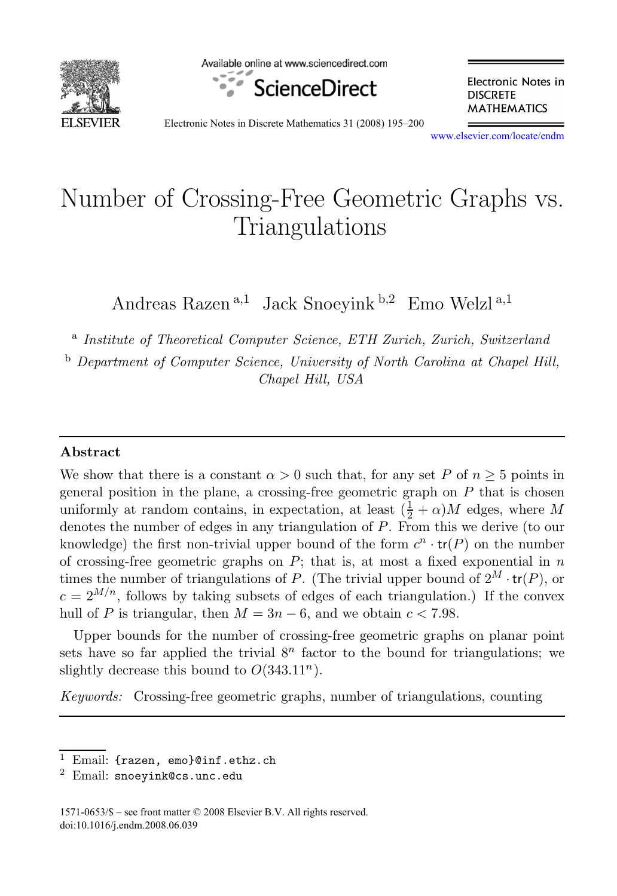# Number of Crossing-Free Geometric Graphs vs. Triangulations

Andreas Razen [a,1] Jack Snoeyink [b,2] Emo Welzl [a,1]

[a] *Institute of Theoretical Computer Science, ETH Zurich, Zurich, Switzerland*

[b] *Department of Computer Science, University of North Carolina at Chapel Hill, Chapel Hill, USA*

## Abstract

We show that there is a constant $\alpha > 0$ such that, for any set $P$ of $n \geq 5$ points in general position in the plane, a crossing-free geometric graph on $P$ that is chosen uniformly at random contains, in expectation, at least $(\frac{1}{2} + \alpha)M$ edges, where $M$ denotes the number of edges in any triangulation of $P$. From this we derive (to our knowledge) the first non-trivial upper bound of the form $c^n \cdot \mathsf{tr}(P)$ on the number of crossing-free geometric graphs on $P$; that is, at most a fixed exponential in $n$ times the number of triangulations of $P$. (The trivial upper bound of $2^M \cdot \mathsf{tr}(P)$, or $c = 2^{M/n}$, follows by taking subsets of edges of each triangulation.) If the convex hull of $P$ is triangular, then $M = 3n - 6$, and we obtain $c < 7.98$.

Upper bounds for the number of crossing-free geometric graphs on planar point sets have so far applied the trivial $8^n$ factor to the bound for triangulations; we slightly decrease this bound to $O(343.11^n)$.

*Keywords:* Crossing-free geometric graphs, number of triangulations, counting

---

[1] Email: {razen, emo}@inf.ethz.ch

[2] Email: snoeyink@cs.unc.edu

1571-0653/$ – see front matter © 2008 Elsevier B.V. All rights reserved.
doi:10.1016/j.endm.2008.06.039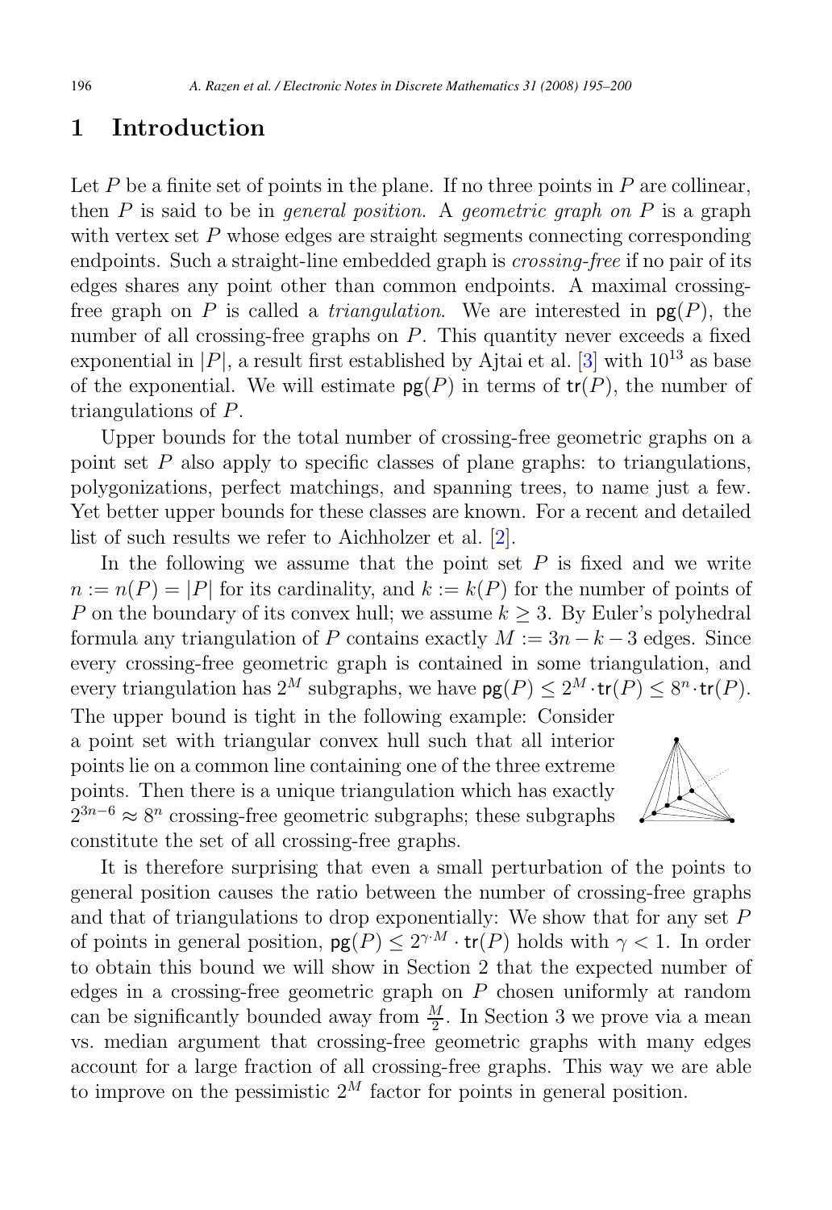## 1 Introduction

Let $P$ be a finite set of points in the plane. If no three points in $P$ are collinear, then $P$ is said to be in *general position*. A *geometric graph on* $P$ is a graph with vertex set $P$ whose edges are straight segments connecting corresponding endpoints. Such a straight-line embedded graph is *crossing-free* if no pair of its edges shares any point other than common endpoints. A maximal crossing-free graph on $P$ is called a *triangulation*. We are interested in $\mathsf{pg}(P)$, the number of all crossing-free graphs on $P$. This quantity never exceeds a fixed exponential in $|P|$, a result first established by Ajtai et al. [3] with $10^{13}$ as base of the exponential. We will estimate $\mathsf{pg}(P)$ in terms of $\mathsf{tr}(P)$, the number of triangulations of $P$.

Upper bounds for the total number of crossing-free geometric graphs on a point set $P$ also apply to specific classes of plane graphs: to triangulations, polygonizations, perfect matchings, and spanning trees, to name just a few. Yet better upper bounds for these classes are known. For a recent and detailed list of such results we refer to Aichholzer et al. [2].

In the following we assume that the point set $P$ is fixed and we write $n := n(P) = |P|$ for its cardinality, and $k := k(P)$ for the number of points of $P$ on the boundary of its convex hull; we assume $k \geq 3$. By Euler's polyhedral formula any triangulation of $P$ contains exactly $M := 3n - k - 3$ edges. Since every crossing-free geometric graph is contained in some triangulation, and every triangulation has $2^M$ subgraphs, we have $\mathsf{pg}(P) \leq 2^M \cdot \mathsf{tr}(P) \leq 8^n \cdot \mathsf{tr}(P)$. The upper bound is tight in the following example: Consider a point set with triangular convex hull such that all interior points lie on a common line containing one of the three extreme points. Then there is a unique triangulation which has exactly $2^{3n-6} \approx 8^n$ crossing-free geometric subgraphs; these subgraphs constitute the set of all crossing-free graphs.

It is therefore surprising that even a small perturbation of the points to general position causes the ratio between the number of crossing-free graphs and that of triangulations to drop exponentially: We show that for any set $P$ of points in general position, $\mathsf{pg}(P) \leq 2^{\gamma \cdot M} \cdot \mathsf{tr}(P)$ holds with $\gamma < 1$. In order to obtain this bound we will show in Section 2 that the expected number of edges in a crossing-free geometric graph on $P$ chosen uniformly at random can be significantly bounded away from $\frac{M}{2}$. In Section 3 we prove via a mean vs. median argument that crossing-free geometric graphs with many edges account for a large fraction of all crossing-free graphs. This way we are able to improve on the pessimistic $2^M$ factor for points in general position.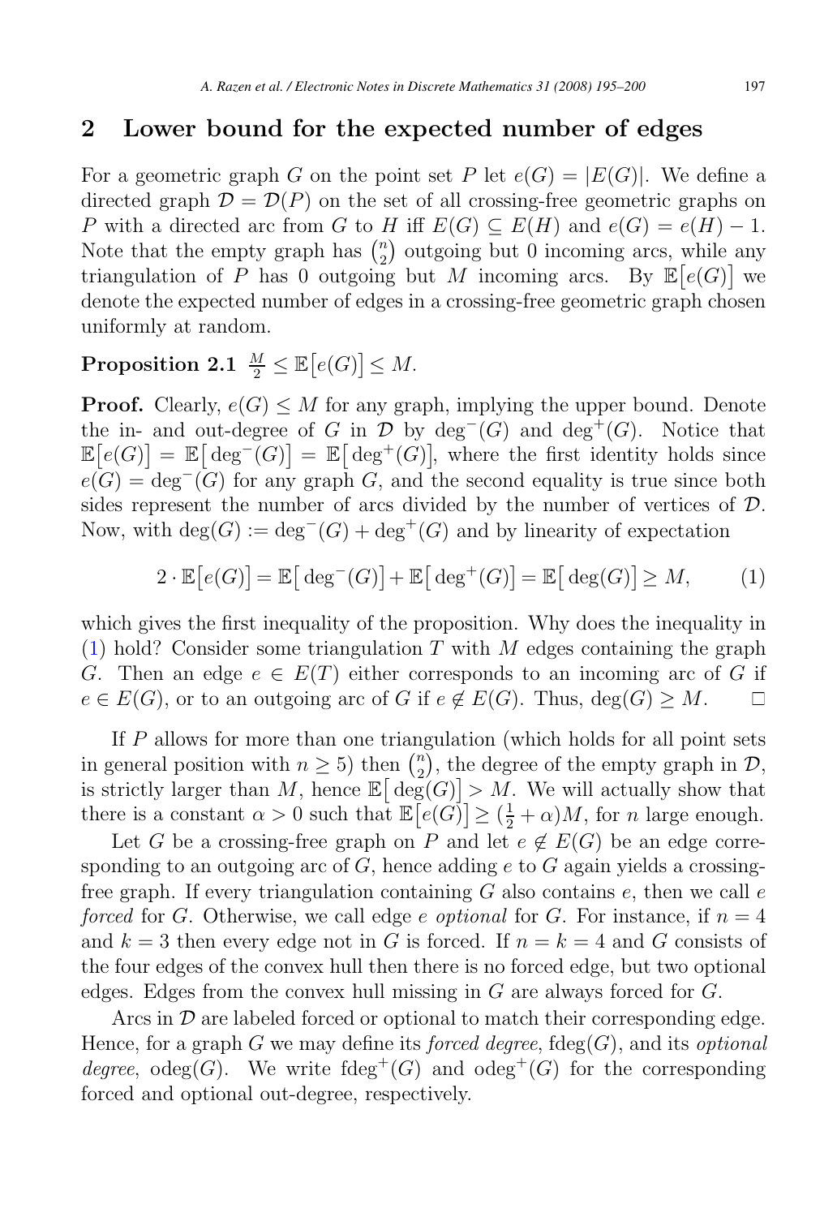## 2 Lower bound for the expected number of edges

For a geometric graph $G$ on the point set $P$ let $e(G) = |E(G)|$. We define a directed graph $\mathcal{D} = \mathcal{D}(P)$ on the set of all crossing-free geometric graphs on $P$ with a directed arc from $G$ to $H$ iff $E(G) \subseteq E(H)$ and $e(G) = e(H) - 1$. Note that the empty graph has $\binom{n}{2}$ outgoing but 0 incoming arcs, while any triangulation of $P$ has 0 outgoing but $M$ incoming arcs. By $\mathbb{E}\big[e(G)\big]$ we denote the expected number of edges in a crossing-free geometric graph chosen uniformly at random.

**Proposition 2.1** $\frac{M}{2} \leq \mathbb{E}\big[e(G)\big] \leq M$.

**Proof.** Clearly, $e(G) \leq M$ for any graph, implying the upper bound. Denote the in- and out-degree of $G$ in $\mathcal{D}$ by $\deg^-(G)$ and $\deg^+(G)$. Notice that $\mathbb{E}\big[e(G)\big] = \mathbb{E}\big[\deg^-(G)\big] = \mathbb{E}\big[\deg^+(G)\big]$, where the first identity holds since $e(G) = \deg^-(G)$ for any graph $G$, and the second equality is true since both sides represent the number of arcs divided by the number of vertices of $\mathcal{D}$. Now, with $\deg(G) := \deg^-(G) + \deg^+(G)$ and by linearity of expectation

$$2 \cdot \mathbb{E}\big[e(G)\big] = \mathbb{E}\big[\deg^-(G)\big] + \mathbb{E}\big[\deg^+(G)\big] = \mathbb{E}\big[\deg(G)\big] \geq M, \qquad (1)$$

which gives the first inequality of the proposition. Why does the inequality in (1) hold? Consider some triangulation $T$ with $M$ edges containing the graph $G$. Then an edge $e \in E(T)$ either corresponds to an incoming arc of $G$ if $e \in E(G)$, or to an outgoing arc of $G$ if $e \notin E(G)$. Thus, $\deg(G) \geq M$. $\square$

If $P$ allows for more than one triangulation (which holds for all point sets in general position with $n \geq 5$) then $\binom{n}{2}$, the degree of the empty graph in $\mathcal{D}$, is strictly larger than $M$, hence $\mathbb{E}\big[\deg(G)\big] > M$. We will actually show that there is a constant $\alpha > 0$ such that $\mathbb{E}\big[e(G)\big] \geq (\frac{1}{2} + \alpha)M$, for $n$ large enough.

Let $G$ be a crossing-free graph on $P$ and let $e \notin E(G)$ be an edge corresponding to an outgoing arc of $G$, hence adding $e$ to $G$ again yields a crossing-free graph. If every triangulation containing $G$ also contains $e$, then we call $e$ *forced* for $G$. Otherwise, we call edge $e$ *optional* for $G$. For instance, if $n = 4$ and $k = 3$ then every edge not in $G$ is forced. If $n = k = 4$ and $G$ consists of the four edges of the convex hull then there is no forced edge, but two optional edges. Edges from the convex hull missing in $G$ are always forced for $G$.

Arcs in $\mathcal{D}$ are labeled forced or optional to match their corresponding edge. Hence, for a graph $G$ we may define its *forced degree*, $\mathrm{fdeg}(G)$, and its *optional degree*, $\mathrm{odeg}(G)$. We write $\mathrm{fdeg}^+(G)$ and $\mathrm{odeg}^+(G)$ for the corresponding forced and optional out-degree, respectively.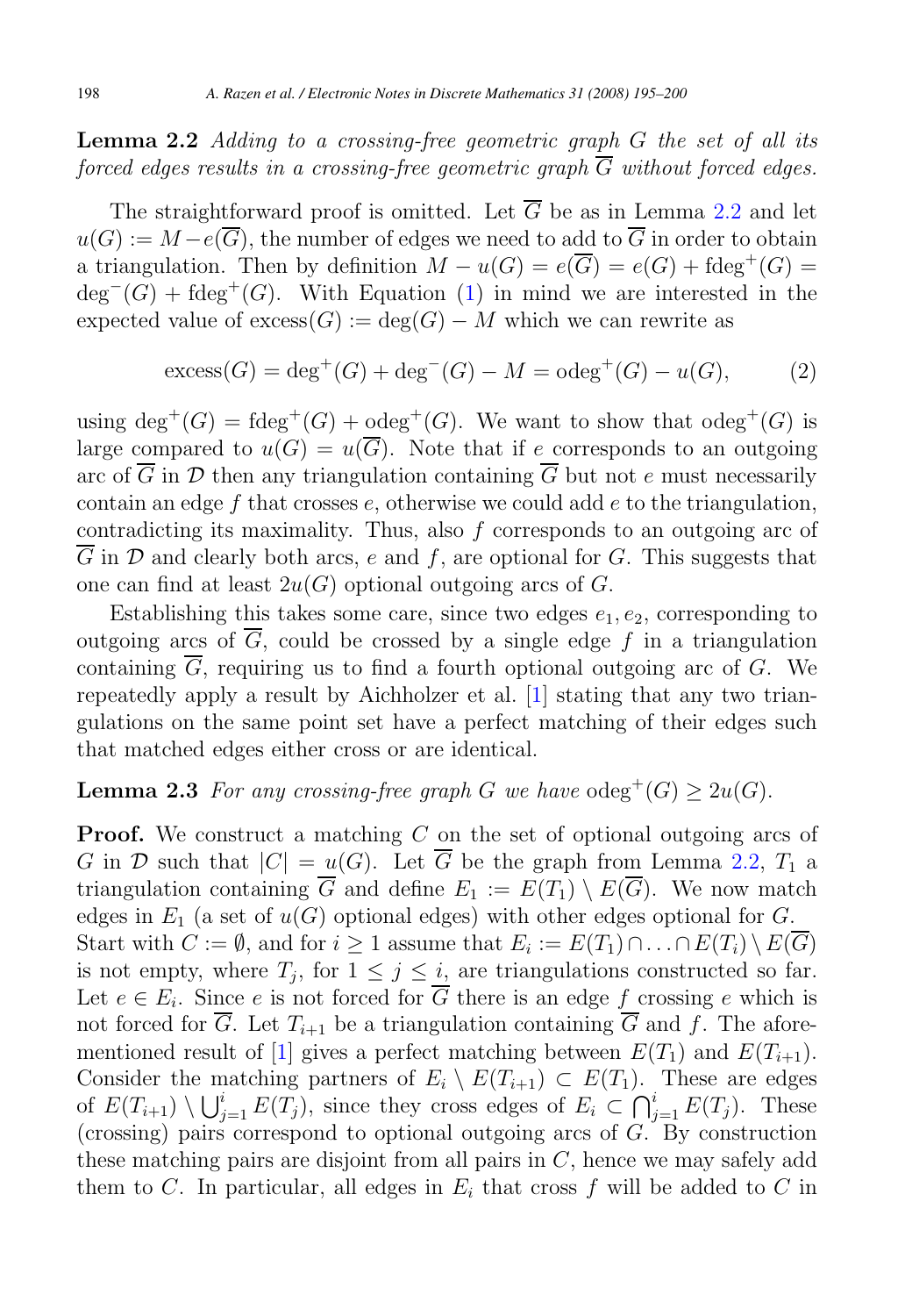**Lemma 2.2** *Adding to a crossing-free geometric graph $G$ the set of all its forced edges results in a crossing-free geometric graph $\overline{G}$ without forced edges.*

The straightforward proof is omitted. Let $\overline{G}$ be as in Lemma 2.2 and let $u(G) := M - e(\overline{G})$, the number of edges we need to add to $\overline{G}$ in order to obtain a triangulation. Then by definition $M - u(G) = e(\overline{G}) = e(G) + \text{fdeg}^+(G) = \deg^-(G) + \text{fdeg}^+(G)$. With Equation (1) in mind we are interested in the expected value of $\text{excess}(G) := \deg(G) - M$ which we can rewrite as

$$\text{excess}(G) = \deg^+(G) + \deg^-(G) - M = \text{odeg}^+(G) - u(G), \tag{2}$$

using $\deg^+(G) = \text{fdeg}^+(G) + \text{odeg}^+(G)$. We want to show that $\text{odeg}^+(G)$ is large compared to $u(G) = u(\overline{G})$. Note that if $e$ corresponds to an outgoing arc of $\overline{G}$ in $\mathcal{D}$ then any triangulation containing $\overline{G}$ but not $e$ must necessarily contain an edge $f$ that crosses $e$, otherwise we could add $e$ to the triangulation, contradicting its maximality. Thus, also $f$ corresponds to an outgoing arc of $\overline{G}$ in $\mathcal{D}$ and clearly both arcs, $e$ and $f$, are optional for $G$. This suggests that one can find at least $2u(G)$ optional outgoing arcs of $G$.

Establishing this takes some care, since two edges $e_1, e_2$, corresponding to outgoing arcs of $\overline{G}$, could be crossed by a single edge $f$ in a triangulation containing $\overline{G}$, requiring us to find a fourth optional outgoing arc of $G$. We repeatedly apply a result by Aichholzer et al. [1] stating that any two triangulations on the same point set have a perfect matching of their edges such that matched edges either cross or are identical.

**Lemma 2.3** *For any crossing-free graph $G$ we have $\text{odeg}^+(G) \geq 2u(G)$.*

**Proof.** We construct a matching $C$ on the set of optional outgoing arcs of $G$ in $\mathcal{D}$ such that $|C| = u(G)$. Let $\overline{G}$ be the graph from Lemma 2.2, $T_1$ a triangulation containing $\overline{G}$ and define $E_1 := E(T_1) \setminus E(\overline{G})$. We now match edges in $E_1$ (a set of $u(G)$ optional edges) with other edges optional for $G$. Start with $C := \emptyset$, and for $i \geq 1$ assume that $E_i := E(T_1) \cap \ldots \cap E(T_i) \setminus E(\overline{G})$ is not empty, where $T_j$, for $1 \leq j \leq i$, are triangulations constructed so far. Let $e \in E_i$. Since $e$ is not forced for $\overline{G}$ there is an edge $f$ crossing $e$ which is not forced for $\overline{G}$. Let $T_{i+1}$ be a triangulation containing $\overline{G}$ and $f$. The aforementioned result of [1] gives a perfect matching between $E(T_1)$ and $E(T_{i+1})$. Consider the matching partners of $E_i \setminus E(T_{i+1}) \subset E(T_1)$. These are edges of $E(T_{i+1}) \setminus \bigcup_{j=1}^{i} E(T_j)$, since they cross edges of $E_i \subset \bigcap_{j=1}^{i} E(T_j)$. These (crossing) pairs correspond to optional outgoing arcs of $G$. By construction these matching pairs are disjoint from all pairs in $C$, hence we may safely add them to $C$. In particular, all edges in $E_i$ that cross $f$ will be added to $C$ in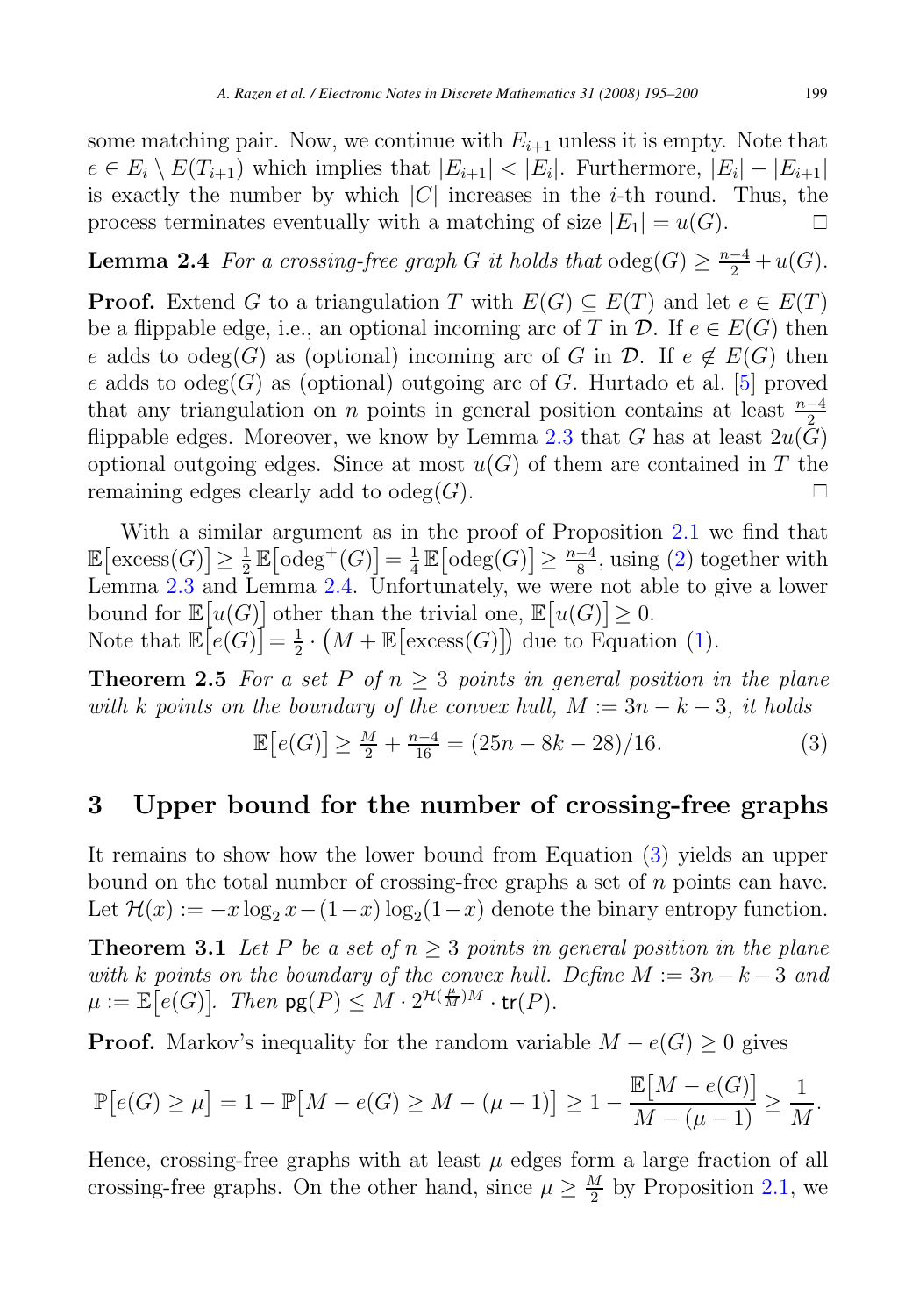some matching pair. Now, we continue with $E_{i+1}$ unless it is empty. Note that $e \in E_i \setminus E(T_{i+1})$ which implies that $|E_{i+1}| < |E_i|$. Furthermore, $|E_i| - |E_{i+1}|$ is exactly the number by which $|C|$ increases in the $i$-th round. Thus, the process terminates eventually with a matching of size $|E_1| = u(G)$. □

**Lemma 2.4** *For a crossing-free graph $G$ it holds that* $\operatorname{odeg}(G) \geq \frac{n-4}{2} + u(G)$.

**Proof.** Extend $G$ to a triangulation $T$ with $E(G) \subseteq E(T)$ and let $e \in E(T)$ be a flippable edge, i.e., an optional incoming arc of $T$ in $\mathcal{D}$. If $e \in E(G)$ then $e$ adds to $\operatorname{odeg}(G)$ as (optional) incoming arc of $G$ in $\mathcal{D}$. If $e \notin E(G)$ then $e$ adds to $\operatorname{odeg}(G)$ as (optional) outgoing arc of $G$. Hurtado et al. [5] proved that any triangulation on $n$ points in general position contains at least $\frac{n-4}{2}$ flippable edges. Moreover, we know by Lemma 2.3 that $G$ has at least $2u(G)$ optional outgoing edges. Since at most $u(G)$ of them are contained in $T$ the remaining edges clearly add to $\operatorname{odeg}(G)$. □

With a similar argument as in the proof of Proposition 2.1 we find that $\mathbb{E}\big[\operatorname{excess}(G)\big] \geq \frac{1}{2}\,\mathbb{E}\big[\operatorname{odeg}^+(G)\big] = \frac{1}{4}\,\mathbb{E}\big[\operatorname{odeg}(G)\big] \geq \frac{n-4}{8}$, using (2) together with Lemma 2.3 and Lemma 2.4. Unfortunately, we were not able to give a lower bound for $\mathbb{E}\big[u(G)\big]$ other than the trivial one, $\mathbb{E}\big[u(G)\big] \geq 0$.
Note that $\mathbb{E}\big[e(G)\big] = \frac{1}{2} \cdot \big(M + \mathbb{E}\big[\operatorname{excess}(G)\big]\big)$ due to Equation (1).

**Theorem 2.5** *For a set $P$ of $n \geq 3$ points in general position in the plane with $k$ points on the boundary of the convex hull, $M := 3n - k - 3$, it holds*

$$\mathbb{E}\big[e(G)\big] \geq \tfrac{M}{2} + \tfrac{n-4}{16} = (25n - 8k - 28)/16. \tag{3}$$

## 3 Upper bound for the number of crossing-free graphs

It remains to show how the lower bound from Equation (3) yields an upper bound on the total number of crossing-free graphs a set of $n$ points can have. Let $\mathcal{H}(x) := -x\log_2 x - (1-x)\log_2(1-x)$ denote the binary entropy function.

**Theorem 3.1** *Let $P$ be a set of $n \geq 3$ points in general position in the plane with $k$ points on the boundary of the convex hull. Define $M := 3n - k - 3$ and $\mu := \mathbb{E}\big[e(G)\big]$. Then $\mathsf{pg}(P) \leq M \cdot 2^{\mathcal{H}(\frac{\mu}{M})M} \cdot \mathsf{tr}(P)$.*

**Proof.** Markov's inequality for the random variable $M - e(G) \geq 0$ gives

$$\mathbb{P}\big[e(G) \geq \mu\big] = 1 - \mathbb{P}\big[M - e(G) \geq M - (\mu - 1)\big] \geq 1 - \frac{\mathbb{E}\big[M - e(G)\big]}{M - (\mu - 1)} \geq \frac{1}{M}.$$

Hence, crossing-free graphs with at least $\mu$ edges form a large fraction of all crossing-free graphs. On the other hand, since $\mu \geq \frac{M}{2}$ by Proposition 2.1, we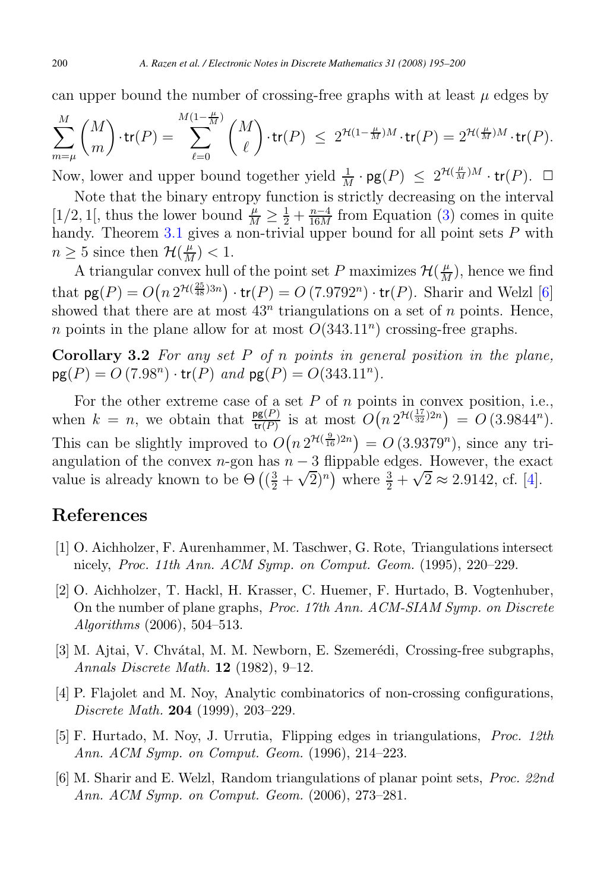can upper bound the number of crossing-free graphs with at least $\mu$ edges by

$$\sum_{m=\mu}^{M} \binom{M}{m} \cdot \mathsf{tr}(P) = \sum_{\ell=0}^{M(1-\frac{\mu}{M})} \binom{M}{\ell} \cdot \mathsf{tr}(P) \;\leq\; 2^{\mathcal{H}(1-\frac{\mu}{M})M} \cdot \mathsf{tr}(P) = 2^{\mathcal{H}(\frac{\mu}{M})M} \cdot \mathsf{tr}(P).$$

Now, lower and upper bound together yield $\frac{1}{M} \cdot \mathsf{pg}(P) \;\leq\; 2^{\mathcal{H}(\frac{\mu}{M})M} \cdot \mathsf{tr}(P)$. $\square$

Note that the binary entropy function is strictly decreasing on the interval $[1/2, 1[$, thus the lower bound $\frac{\mu}{M} \geq \frac{1}{2} + \frac{n-4}{16M}$ from Equation (3) comes in quite handy. Theorem 3.1 gives a non-trivial upper bound for all point sets $P$ with $n \geq 5$ since then $\mathcal{H}(\frac{\mu}{M}) < 1$.

A triangular convex hull of the point set $P$ maximizes $\mathcal{H}(\frac{\mu}{M})$, hence we find that $\mathsf{pg}(P) = O\big(n\, 2^{\mathcal{H}(\frac{25}{48})3n}\big) \cdot \mathsf{tr}(P) = O\left(7.9792^n\right) \cdot \mathsf{tr}(P)$. Sharir and Welzl [6] showed that there are at most $43^n$ triangulations on a set of $n$ points. Hence, $n$ points in the plane allow for at most $O(343.11^n)$ crossing-free graphs.

**Corollary 3.2** *For any set $P$ of $n$ points in general position in the plane, $\mathsf{pg}(P) = O\left(7.98^n\right) \cdot \mathsf{tr}(P)$ and $\mathsf{pg}(P) = O(343.11^n)$.*

For the other extreme case of a set $P$ of $n$ points in convex position, i.e., when $k = n$, we obtain that $\frac{\mathsf{pg}(P)}{\mathsf{tr}(P)}$ is at most $O\big(n\, 2^{\mathcal{H}(\frac{17}{32})2n}\big) = O\left(3.9844^n\right)$. This can be slightly improved to $O\big(n\, 2^{\mathcal{H}(\frac{9}{16})2n}\big) = O\left(3.9379^n\right)$, since any triangulation of the convex $n$-gon has $n-3$ flippable edges. However, the exact value is already known to be $\Theta\left((\frac{3}{2} + \sqrt{2})^n\right)$ where $\frac{3}{2} + \sqrt{2} \approx 2.9142$, cf. [4].

## References

[1] O. Aichholzer, F. Aurenhammer, M. Taschwer, G. Rote, Triangulations intersect nicely, *Proc. 11th Ann. ACM Symp. on Comput. Geom.* (1995), 220–229.

[2] O. Aichholzer, T. Hackl, H. Krasser, C. Huemer, F. Hurtado, B. Vogtenhuber, On the number of plane graphs, *Proc. 17th Ann. ACM-SIAM Symp. on Discrete Algorithms* (2006), 504–513.

[3] M. Ajtai, V. Chvátal, M. M. Newborn, E. Szemerédi, Crossing-free subgraphs, *Annals Discrete Math.* **12** (1982), 9–12.

[4] P. Flajolet and M. Noy, Analytic combinatorics of non-crossing configurations, *Discrete Math.* **204** (1999), 203–229.

[5] F. Hurtado, M. Noy, J. Urrutia, Flipping edges in triangulations, *Proc. 12th Ann. ACM Symp. on Comput. Geom.* (1996), 214–223.

[6] M. Sharir and E. Welzl, Random triangulations of planar point sets, *Proc. 22nd Ann. ACM Symp. on Comput. Geom.* (2006), 273–281.